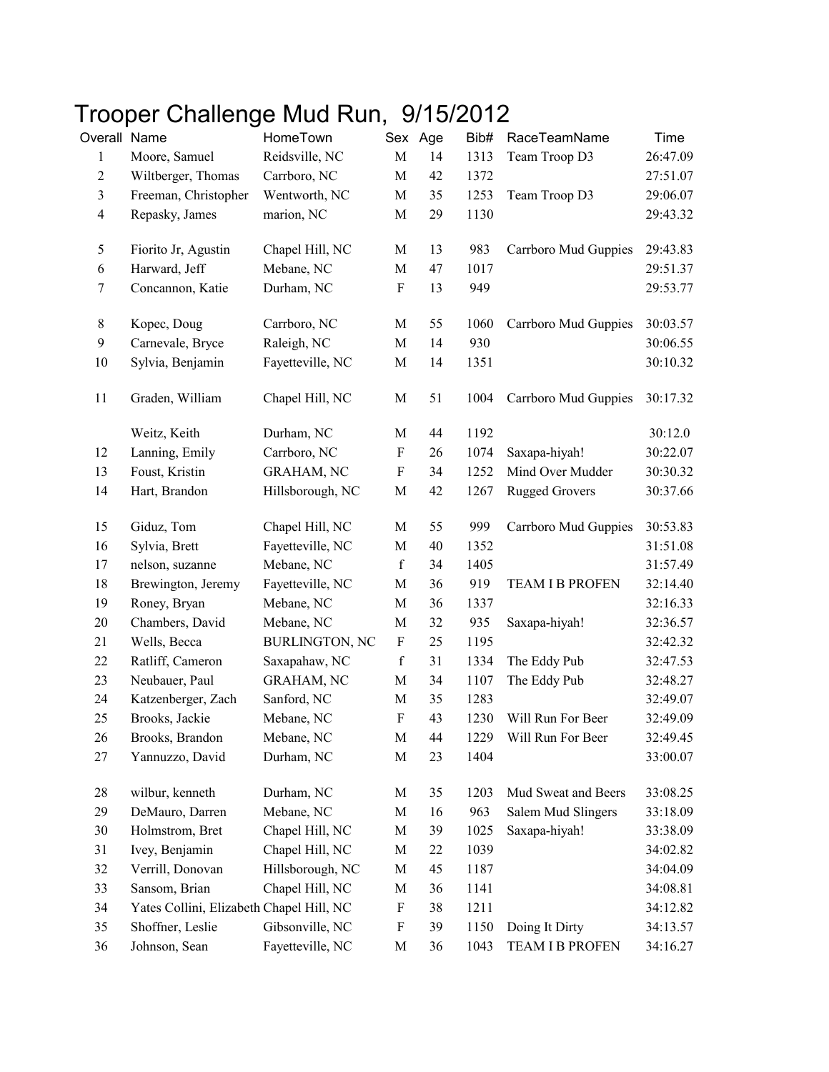# Trooper Challenge Mud Run, 9/15/2012

| Overall | Name | HomeTown | Sex | Age | Bib# | RaceTeamName | Time |
|---|---|---|---|---|---|---|---|
| 1 | Moore, Samuel | Reidsville, NC | M | 14 | 1313 | Team Troop D3 | 26:47.09 |
| 2 | Wiltberger, Thomas | Carrboro, NC | M | 42 | 1372 | | 27:51.07 |
| 3 | Freeman, Christopher | Wentworth, NC | M | 35 | 1253 | Team Troop D3 | 29:06.07 |
| 4 | Repasky, James | marion, NC | M | 29 | 1130 | | 29:43.32 |
| 5 | Fiorito Jr, Agustin | Chapel Hill, NC | M | 13 | 983 | Carrboro Mud Guppies | 29:43.83 |
| 6 | Harward, Jeff | Mebane, NC | M | 47 | 1017 | | 29:51.37 |
| 7 | Concannon, Katie | Durham, NC | F | 13 | 949 | | 29:53.77 |
| 8 | Kopec, Doug | Carrboro, NC | M | 55 | 1060 | Carrboro Mud Guppies | 30:03.57 |
| 9 | Carnevale, Bryce | Raleigh, NC | M | 14 | 930 | | 30:06.55 |
| 10 | Sylvia, Benjamin | Fayetteville, NC | M | 14 | 1351 | | 30:10.32 |
| 11 | Graden, William | Chapel Hill, NC | M | 51 | 1004 | Carrboro Mud Guppies | 30:17.32 |
| | Weitz, Keith | Durham, NC | M | 44 | 1192 | | 30:12.0 |
| 12 | Lanning, Emily | Carrboro, NC | F | 26 | 1074 | Saxapa-hiyah! | 30:22.07 |
| 13 | Foust, Kristin | GRAHAM, NC | F | 34 | 1252 | Mind Over Mudder | 30:30.32 |
| 14 | Hart, Brandon | Hillsborough, NC | M | 42 | 1267 | Rugged Grovers | 30:37.66 |
| 15 | Giduz, Tom | Chapel Hill, NC | M | 55 | 999 | Carrboro Mud Guppies | 30:53.83 |
| 16 | Sylvia, Brett | Fayetteville, NC | M | 40 | 1352 | | 31:51.08 |
| 17 | nelson, suzanne | Mebane, NC | f | 34 | 1405 | | 31:57.49 |
| 18 | Brewington, Jeremy | Fayetteville, NC | M | 36 | 919 | TEAM I B PROFEN | 32:14.40 |
| 19 | Roney, Bryan | Mebane, NC | M | 36 | 1337 | | 32:16.33 |
| 20 | Chambers, David | Mebane, NC | M | 32 | 935 | Saxapa-hiyah! | 32:36.57 |
| 21 | Wells, Becca | BURLINGTON, NC | F | 25 | 1195 | | 32:42.32 |
| 22 | Ratliff, Cameron | Saxapahaw, NC | f | 31 | 1334 | The Eddy Pub | 32:47.53 |
| 23 | Neubauer, Paul | GRAHAM, NC | M | 34 | 1107 | The Eddy Pub | 32:48.27 |
| 24 | Katzenberger, Zach | Sanford, NC | M | 35 | 1283 | | 32:49.07 |
| 25 | Brooks, Jackie | Mebane, NC | F | 43 | 1230 | Will Run For Beer | 32:49.09 |
| 26 | Brooks, Brandon | Mebane, NC | M | 44 | 1229 | Will Run For Beer | 32:49.45 |
| 27 | Yannuzzo, David | Durham, NC | M | 23 | 1404 | | 33:00.07 |
| 28 | wilbur, kenneth | Durham, NC | M | 35 | 1203 | Mud Sweat and Beers | 33:08.25 |
| 29 | DeMauro, Darren | Mebane, NC | M | 16 | 963 | Salem Mud Slingers | 33:18.09 |
| 30 | Holmstrom, Bret | Chapel Hill, NC | M | 39 | 1025 | Saxapa-hiyah! | 33:38.09 |
| 31 | Ivey, Benjamin | Chapel Hill, NC | M | 22 | 1039 | | 34:02.82 |
| 32 | Verrill, Donovan | Hillsborough, NC | M | 45 | 1187 | | 34:04.09 |
| 33 | Sansom, Brian | Chapel Hill, NC | M | 36 | 1141 | | 34:08.81 |
| 34 | Yates Collini, Elizabeth | Chapel Hill, NC | F | 38 | 1211 | | 34:12.82 |
| 35 | Shoffner, Leslie | Gibsonville, NC | F | 39 | 1150 | Doing It Dirty | 34:13.57 |
| 36 | Johnson, Sean | Fayetteville, NC | M | 36 | 1043 | TEAM I B PROFEN | 34:16.27 |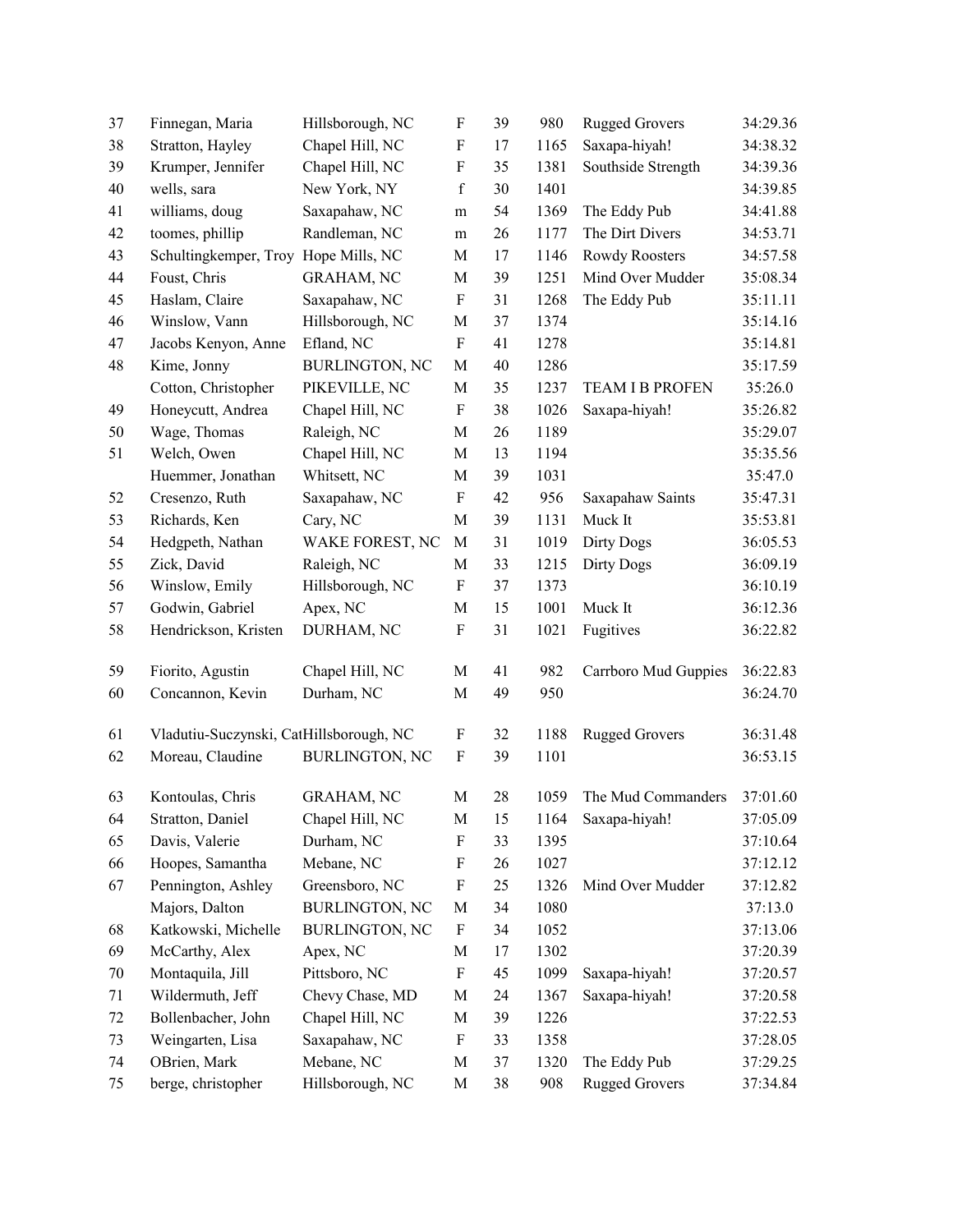| | | | | | | | |
|---|---|---|---|---|---|---|---|
| 37 | Finnegan, Maria | Hillsborough, NC | F | 39 | 980 | Rugged Grovers | 34:29.36 |
| 38 | Stratton, Hayley | Chapel Hill, NC | F | 17 | 1165 | Saxapa-hiyah! | 34:38.32 |
| 39 | Krumper, Jennifer | Chapel Hill, NC | F | 35 | 1381 | Southside Strength | 34:39.36 |
| 40 | wells, sara | New York, NY | f | 30 | 1401 | | 34:39.85 |
| 41 | williams, doug | Saxapahaw, NC | m | 54 | 1369 | The Eddy Pub | 34:41.88 |
| 42 | toomes, phillip | Randleman, NC | m | 26 | 1177 | The Dirt Divers | 34:53.71 |
| 43 | Schultingkemper, Troy | Hope Mills, NC | M | 17 | 1146 | Rowdy Roosters | 34:57.58 |
| 44 | Foust, Chris | GRAHAM, NC | M | 39 | 1251 | Mind Over Mudder | 35:08.34 |
| 45 | Haslam, Claire | Saxapahaw, NC | F | 31 | 1268 | The Eddy Pub | 35:11.11 |
| 46 | Winslow, Vann | Hillsborough, NC | M | 37 | 1374 | | 35:14.16 |
| 47 | Jacobs Kenyon, Anne | Efland, NC | F | 41 | 1278 | | 35:14.81 |
| 48 | Kime, Jonny | BURLINGTON, NC | M | 40 | 1286 | | 35:17.59 |
| | Cotton, Christopher | PIKEVILLE, NC | M | 35 | 1237 | TEAM I B PROFEN | 35:26.0 |
| 49 | Honeycutt, Andrea | Chapel Hill, NC | F | 38 | 1026 | Saxapa-hiyah! | 35:26.82 |
| 50 | Wage, Thomas | Raleigh, NC | M | 26 | 1189 | | 35:29.07 |
| 51 | Welch, Owen | Chapel Hill, NC | M | 13 | 1194 | | 35:35.56 |
| | Huemmer, Jonathan | Whitsett, NC | M | 39 | 1031 | | 35:47.0 |
| 52 | Cresenzo, Ruth | Saxapahaw, NC | F | 42 | 956 | Saxapahaw Saints | 35:47.31 |
| 53 | Richards, Ken | Cary, NC | M | 39 | 1131 | Muck It | 35:53.81 |
| 54 | Hedgpeth, Nathan | WAKE FOREST, NC | M | 31 | 1019 | Dirty Dogs | 36:05.53 |
| 55 | Zick, David | Raleigh, NC | M | 33 | 1215 | Dirty Dogs | 36:09.19 |
| 56 | Winslow, Emily | Hillsborough, NC | F | 37 | 1373 | | 36:10.19 |
| 57 | Godwin, Gabriel | Apex, NC | M | 15 | 1001 | Muck It | 36:12.36 |
| 58 | Hendrickson, Kristen | DURHAM, NC | F | 31 | 1021 | Fugitives | 36:22.82 |
| 59 | Fiorito, Agustin | Chapel Hill, NC | M | 41 | 982 | Carrboro Mud Guppies | 36:22.83 |
| 60 | Concannon, Kevin | Durham, NC | M | 49 | 950 | | 36:24.70 |
| 61 | Vladutiu-Suczynski, Cat | Hillsborough, NC | F | 32 | 1188 | Rugged Grovers | 36:31.48 |
| 62 | Moreau, Claudine | BURLINGTON, NC | F | 39 | 1101 | | 36:53.15 |
| 63 | Kontoulas, Chris | GRAHAM, NC | M | 28 | 1059 | The Mud Commanders | 37:01.60 |
| 64 | Stratton, Daniel | Chapel Hill, NC | M | 15 | 1164 | Saxapa-hiyah! | 37:05.09 |
| 65 | Davis, Valerie | Durham, NC | F | 33 | 1395 | | 37:10.64 |
| 66 | Hoopes, Samantha | Mebane, NC | F | 26 | 1027 | | 37:12.12 |
| 67 | Pennington, Ashley | Greensboro, NC | F | 25 | 1326 | Mind Over Mudder | 37:12.82 |
| | Majors, Dalton | BURLINGTON, NC | M | 34 | 1080 | | 37:13.0 |
| 68 | Katkowski, Michelle | BURLINGTON, NC | F | 34 | 1052 | | 37:13.06 |
| 69 | McCarthy, Alex | Apex, NC | M | 17 | 1302 | | 37:20.39 |
| 70 | Montaquila, Jill | Pittsboro, NC | F | 45 | 1099 | Saxapa-hiyah! | 37:20.57 |
| 71 | Wildermuth, Jeff | Chevy Chase, MD | M | 24 | 1367 | Saxapa-hiyah! | 37:20.58 |
| 72 | Bollenbacher, John | Chapel Hill, NC | M | 39 | 1226 | | 37:22.53 |
| 73 | Weingarten, Lisa | Saxapahaw, NC | F | 33 | 1358 | | 37:28.05 |
| 74 | OBrien, Mark | Mebane, NC | M | 37 | 1320 | The Eddy Pub | 37:29.25 |
| 75 | berge, christopher | Hillsborough, NC | M | 38 | 908 | Rugged Grovers | 37:34.84 |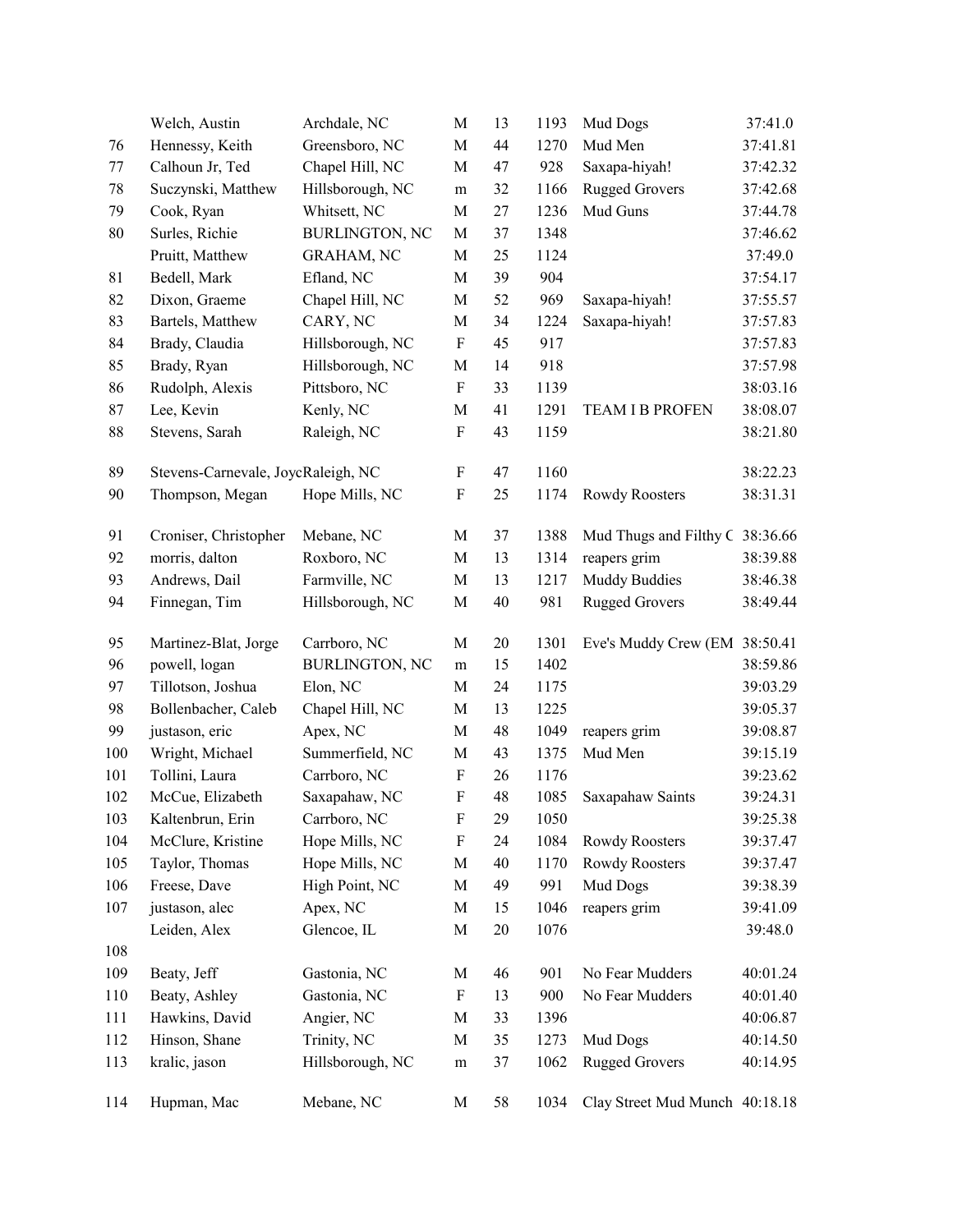| | | | | | | | |
|---|---|---|---|---|---|---|---|
| | Welch, Austin | Archdale, NC | M | 13 | 1193 | Mud Dogs | 37:41.0 |
| 76 | Hennessy, Keith | Greensboro, NC | M | 44 | 1270 | Mud Men | 37:41.81 |
| 77 | Calhoun Jr, Ted | Chapel Hill, NC | M | 47 | 928 | Saxapa-hiyah! | 37:42.32 |
| 78 | Suczynski, Matthew | Hillsborough, NC | m | 32 | 1166 | Rugged Grovers | 37:42.68 |
| 79 | Cook, Ryan | Whitsett, NC | M | 27 | 1236 | Mud Guns | 37:44.78 |
| 80 | Surles, Richie | BURLINGTON, NC | M | 37 | 1348 | | 37:46.62 |
| | Pruitt, Matthew | GRAHAM, NC | M | 25 | 1124 | | 37:49.0 |
| 81 | Bedell, Mark | Efland, NC | M | 39 | 904 | | 37:54.17 |
| 82 | Dixon, Graeme | Chapel Hill, NC | M | 52 | 969 | Saxapa-hiyah! | 37:55.57 |
| 83 | Bartels, Matthew | CARY, NC | M | 34 | 1224 | Saxapa-hiyah! | 37:57.83 |
| 84 | Brady, Claudia | Hillsborough, NC | F | 45 | 917 | | 37:57.83 |
| 85 | Brady, Ryan | Hillsborough, NC | M | 14 | 918 | | 37:57.98 |
| 86 | Rudolph, Alexis | Pittsboro, NC | F | 33 | 1139 | | 38:03.16 |
| 87 | Lee, Kevin | Kenly, NC | M | 41 | 1291 | TEAM I B PROFEN | 38:08.07 |
| 88 | Stevens, Sarah | Raleigh, NC | F | 43 | 1159 | | 38:21.80 |
| 89 | Stevens-Carnevale, Joyc | Raleigh, NC | F | 47 | 1160 | | 38:22.23 |
| 90 | Thompson, Megan | Hope Mills, NC | F | 25 | 1174 | Rowdy Roosters | 38:31.31 |
| 91 | Croniser, Christopher | Mebane, NC | M | 37 | 1388 | Mud Thugs and Filthy C | 38:36.66 |
| 92 | morris, dalton | Roxboro, NC | M | 13 | 1314 | reapers grim | 38:39.88 |
| 93 | Andrews, Dail | Farmville, NC | M | 13 | 1217 | Muddy Buddies | 38:46.38 |
| 94 | Finnegan, Tim | Hillsborough, NC | M | 40 | 981 | Rugged Grovers | 38:49.44 |
| 95 | Martinez-Blat, Jorge | Carrboro, NC | M | 20 | 1301 | Eve's Muddy Crew (EM | 38:50.41 |
| 96 | powell, logan | BURLINGTON, NC | m | 15 | 1402 | | 38:59.86 |
| 97 | Tillotson, Joshua | Elon, NC | M | 24 | 1175 | | 39:03.29 |
| 98 | Bollenbacher, Caleb | Chapel Hill, NC | M | 13 | 1225 | | 39:05.37 |
| 99 | justason, eric | Apex, NC | M | 48 | 1049 | reapers grim | 39:08.87 |
| 100 | Wright, Michael | Summerfield, NC | M | 43 | 1375 | Mud Men | 39:15.19 |
| 101 | Tollini, Laura | Carrboro, NC | F | 26 | 1176 | | 39:23.62 |
| 102 | McCue, Elizabeth | Saxapahaw, NC | F | 48 | 1085 | Saxapahaw Saints | 39:24.31 |
| 103 | Kaltenbrun, Erin | Carrboro, NC | F | 29 | 1050 | | 39:25.38 |
| 104 | McClure, Kristine | Hope Mills, NC | F | 24 | 1084 | Rowdy Roosters | 39:37.47 |
| 105 | Taylor, Thomas | Hope Mills, NC | M | 40 | 1170 | Rowdy Roosters | 39:37.47 |
| 106 | Freese, Dave | High Point, NC | M | 49 | 991 | Mud Dogs | 39:38.39 |
| 107 | justason, alec | Apex, NC | M | 15 | 1046 | reapers grim | 39:41.09 |
| | Leiden, Alex | Glencoe, IL | M | 20 | 1076 | | 39:48.0 |
| 108 | | | | | | | |
| 109 | Beaty, Jeff | Gastonia, NC | M | 46 | 901 | No Fear Mudders | 40:01.24 |
| 110 | Beaty, Ashley | Gastonia, NC | F | 13 | 900 | No Fear Mudders | 40:01.40 |
| 111 | Hawkins, David | Angier, NC | M | 33 | 1396 | | 40:06.87 |
| 112 | Hinson, Shane | Trinity, NC | M | 35 | 1273 | Mud Dogs | 40:14.50 |
| 113 | kralic, jason | Hillsborough, NC | m | 37 | 1062 | Rugged Grovers | 40:14.95 |
| 114 | Hupman, Mac | Mebane, NC | M | 58 | 1034 | Clay Street Mud Munch | 40:18.18 |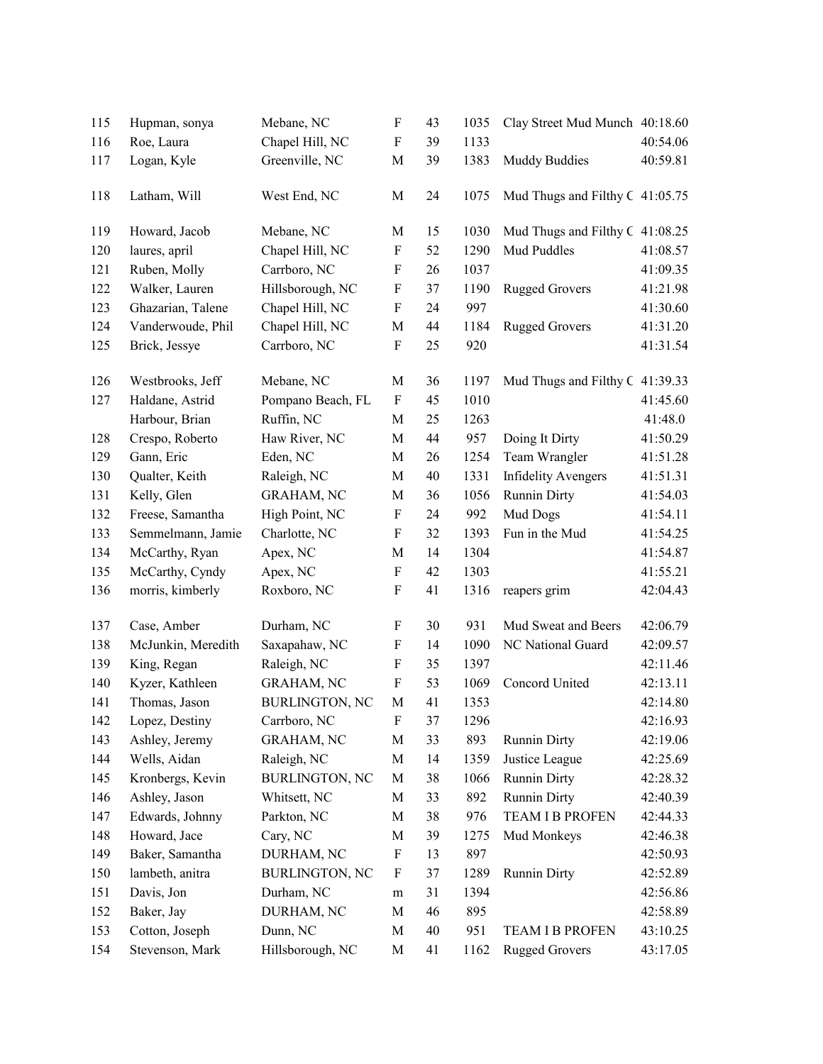| | | | | | | | |
|---|---|---|---|---|---|---|---|
| 115 | Hupman, sonya | Mebane, NC | F | 43 | 1035 | Clay Street Mud Munch | 40:18.60 |
| 116 | Roe, Laura | Chapel Hill, NC | F | 39 | 1133 | | 40:54.06 |
| 117 | Logan, Kyle | Greenville, NC | M | 39 | 1383 | Muddy Buddies | 40:59.81 |
| 118 | Latham, Will | West End, NC | M | 24 | 1075 | Mud Thugs and Filthy C | 41:05.75 |
| 119 | Howard, Jacob | Mebane, NC | M | 15 | 1030 | Mud Thugs and Filthy C | 41:08.25 |
| 120 | laures, april | Chapel Hill, NC | F | 52 | 1290 | Mud Puddles | 41:08.57 |
| 121 | Ruben, Molly | Carrboro, NC | F | 26 | 1037 | | 41:09.35 |
| 122 | Walker, Lauren | Hillsborough, NC | F | 37 | 1190 | Rugged Grovers | 41:21.98 |
| 123 | Ghazarian, Talene | Chapel Hill, NC | F | 24 | 997 | | 41:30.60 |
| 124 | Vanderwoude, Phil | Chapel Hill, NC | M | 44 | 1184 | Rugged Grovers | 41:31.20 |
| 125 | Brick, Jessye | Carrboro, NC | F | 25 | 920 | | 41:31.54 |
| 126 | Westbrooks, Jeff | Mebane, NC | M | 36 | 1197 | Mud Thugs and Filthy C | 41:39.33 |
| 127 | Haldane, Astrid | Pompano Beach, FL | F | 45 | 1010 | | 41:45.60 |
| | Harbour, Brian | Ruffin, NC | M | 25 | 1263 | | 41:48.0 |
| 128 | Crespo, Roberto | Haw River, NC | M | 44 | 957 | Doing It Dirty | 41:50.29 |
| 129 | Gann, Eric | Eden, NC | M | 26 | 1254 | Team Wrangler | 41:51.28 |
| 130 | Qualter, Keith | Raleigh, NC | M | 40 | 1331 | Infidelity Avengers | 41:51.31 |
| 131 | Kelly, Glen | GRAHAM, NC | M | 36 | 1056 | Runnin Dirty | 41:54.03 |
| 132 | Freese, Samantha | High Point, NC | F | 24 | 992 | Mud Dogs | 41:54.11 |
| 133 | Semmelmann, Jamie | Charlotte, NC | F | 32 | 1393 | Fun in the Mud | 41:54.25 |
| 134 | McCarthy, Ryan | Apex, NC | M | 14 | 1304 | | 41:54.87 |
| 135 | McCarthy, Cyndy | Apex, NC | F | 42 | 1303 | | 41:55.21 |
| 136 | morris, kimberly | Roxboro, NC | F | 41 | 1316 | reapers grim | 42:04.43 |
| 137 | Case, Amber | Durham, NC | F | 30 | 931 | Mud Sweat and Beers | 42:06.79 |
| 138 | McJunkin, Meredith | Saxapahaw, NC | F | 14 | 1090 | NC National Guard | 42:09.57 |
| 139 | King, Regan | Raleigh, NC | F | 35 | 1397 | | 42:11.46 |
| 140 | Kyzer, Kathleen | GRAHAM, NC | F | 53 | 1069 | Concord United | 42:13.11 |
| 141 | Thomas, Jason | BURLINGTON, NC | M | 41 | 1353 | | 42:14.80 |
| 142 | Lopez, Destiny | Carrboro, NC | F | 37 | 1296 | | 42:16.93 |
| 143 | Ashley, Jeremy | GRAHAM, NC | M | 33 | 893 | Runnin Dirty | 42:19.06 |
| 144 | Wells, Aidan | Raleigh, NC | M | 14 | 1359 | Justice League | 42:25.69 |
| 145 | Kronbergs, Kevin | BURLINGTON, NC | M | 38 | 1066 | Runnin Dirty | 42:28.32 |
| 146 | Ashley, Jason | Whitsett, NC | M | 33 | 892 | Runnin Dirty | 42:40.39 |
| 147 | Edwards, Johnny | Parkton, NC | M | 38 | 976 | TEAM I B PROFEN | 42:44.33 |
| 148 | Howard, Jace | Cary, NC | M | 39 | 1275 | Mud Monkeys | 42:46.38 |
| 149 | Baker, Samantha | DURHAM, NC | F | 13 | 897 | | 42:50.93 |
| 150 | lambeth, anitra | BURLINGTON, NC | F | 37 | 1289 | Runnin Dirty | 42:52.89 |
| 151 | Davis, Jon | Durham, NC | m | 31 | 1394 | | 42:56.86 |
| 152 | Baker, Jay | DURHAM, NC | M | 46 | 895 | | 42:58.89 |
| 153 | Cotton, Joseph | Dunn, NC | M | 40 | 951 | TEAM I B PROFEN | 43:10.25 |
| 154 | Stevenson, Mark | Hillsborough, NC | M | 41 | 1162 | Rugged Grovers | 43:17.05 |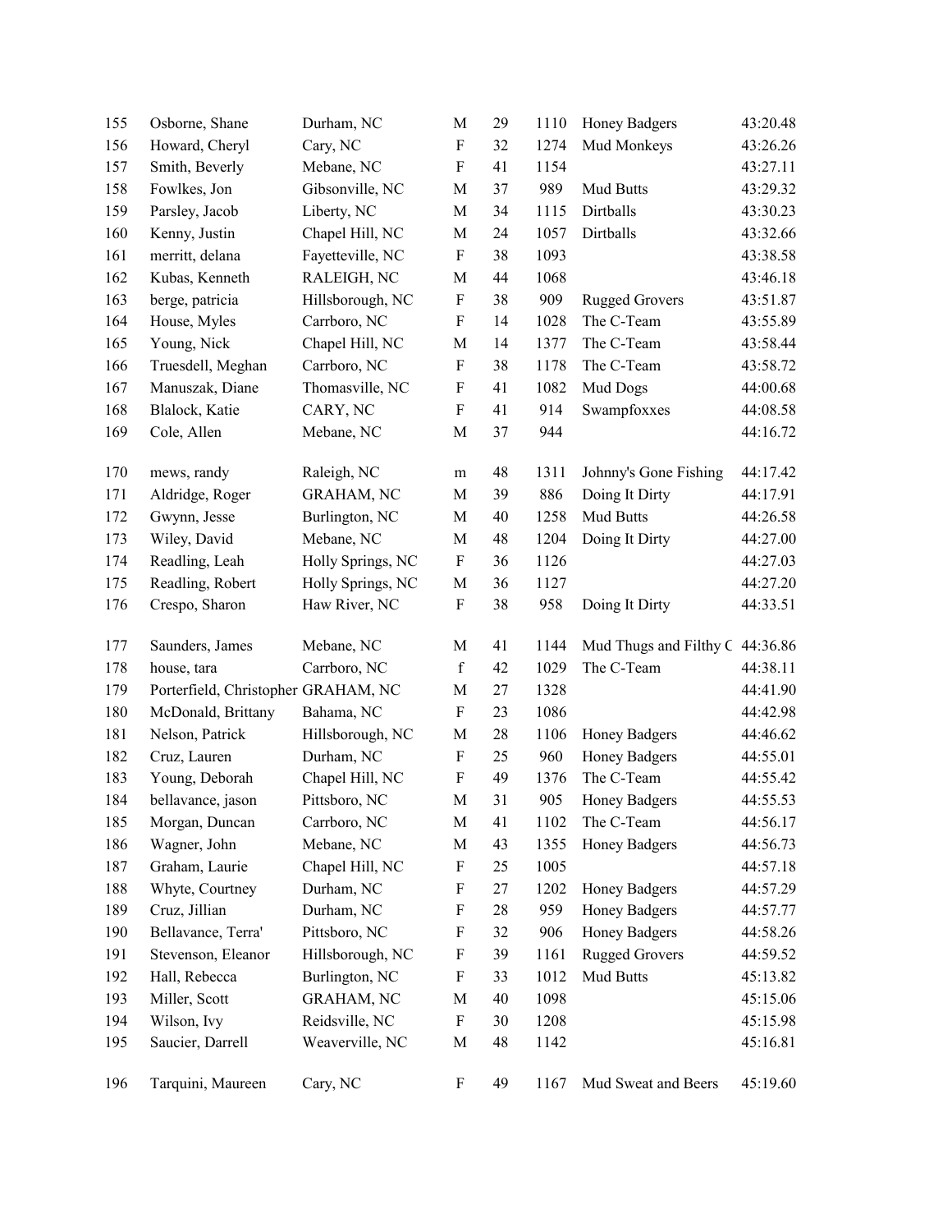| | | | | | | | |
|---|---|---|---|---|---|---|---|
| 155 | Osborne, Shane | Durham, NC | M | 29 | 1110 | Honey Badgers | 43:20.48 |
| 156 | Howard, Cheryl | Cary, NC | F | 32 | 1274 | Mud Monkeys | 43:26.26 |
| 157 | Smith, Beverly | Mebane, NC | F | 41 | 1154 | | 43:27.11 |
| 158 | Fowlkes, Jon | Gibsonville, NC | M | 37 | 989 | Mud Butts | 43:29.32 |
| 159 | Parsley, Jacob | Liberty, NC | M | 34 | 1115 | Dirtballs | 43:30.23 |
| 160 | Kenny, Justin | Chapel Hill, NC | M | 24 | 1057 | Dirtballs | 43:32.66 |
| 161 | merritt, delana | Fayetteville, NC | F | 38 | 1093 | | 43:38.58 |
| 162 | Kubas, Kenneth | RALEIGH, NC | M | 44 | 1068 | | 43:46.18 |
| 163 | berge, patricia | Hillsborough, NC | F | 38 | 909 | Rugged Grovers | 43:51.87 |
| 164 | House, Myles | Carrboro, NC | F | 14 | 1028 | The C-Team | 43:55.89 |
| 165 | Young, Nick | Chapel Hill, NC | M | 14 | 1377 | The C-Team | 43:58.44 |
| 166 | Truesdell, Meghan | Carrboro, NC | F | 38 | 1178 | The C-Team | 43:58.72 |
| 167 | Manuszak, Diane | Thomasville, NC | F | 41 | 1082 | Mud Dogs | 44:00.68 |
| 168 | Blalock, Katie | CARY, NC | F | 41 | 914 | Swampfoxxes | 44:08.58 |
| 169 | Cole, Allen | Mebane, NC | M | 37 | 944 | | 44:16.72 |
| 170 | mews, randy | Raleigh, NC | m | 48 | 1311 | Johnny's Gone Fishing | 44:17.42 |
| 171 | Aldridge, Roger | GRAHAM, NC | M | 39 | 886 | Doing It Dirty | 44:17.91 |
| 172 | Gwynn, Jesse | Burlington, NC | M | 40 | 1258 | Mud Butts | 44:26.58 |
| 173 | Wiley, David | Mebane, NC | M | 48 | 1204 | Doing It Dirty | 44:27.00 |
| 174 | Readling, Leah | Holly Springs, NC | F | 36 | 1126 | | 44:27.03 |
| 175 | Readling, Robert | Holly Springs, NC | M | 36 | 1127 | | 44:27.20 |
| 176 | Crespo, Sharon | Haw River, NC | F | 38 | 958 | Doing It Dirty | 44:33.51 |
| 177 | Saunders, James | Mebane, NC | M | 41 | 1144 | Mud Thugs and Filthy C | 44:36.86 |
| 178 | house, tara | Carrboro, NC | f | 42 | 1029 | The C-Team | 44:38.11 |
| 179 | Porterfield, Christopher | GRAHAM, NC | M | 27 | 1328 | | 44:41.90 |
| 180 | McDonald, Brittany | Bahama, NC | F | 23 | 1086 | | 44:42.98 |
| 181 | Nelson, Patrick | Hillsborough, NC | M | 28 | 1106 | Honey Badgers | 44:46.62 |
| 182 | Cruz, Lauren | Durham, NC | F | 25 | 960 | Honey Badgers | 44:55.01 |
| 183 | Young, Deborah | Chapel Hill, NC | F | 49 | 1376 | The C-Team | 44:55.42 |
| 184 | bellavance, jason | Pittsboro, NC | M | 31 | 905 | Honey Badgers | 44:55.53 |
| 185 | Morgan, Duncan | Carrboro, NC | M | 41 | 1102 | The C-Team | 44:56.17 |
| 186 | Wagner, John | Mebane, NC | M | 43 | 1355 | Honey Badgers | 44:56.73 |
| 187 | Graham, Laurie | Chapel Hill, NC | F | 25 | 1005 | | 44:57.18 |
| 188 | Whyte, Courtney | Durham, NC | F | 27 | 1202 | Honey Badgers | 44:57.29 |
| 189 | Cruz, Jillian | Durham, NC | F | 28 | 959 | Honey Badgers | 44:57.77 |
| 190 | Bellavance, Terra' | Pittsboro, NC | F | 32 | 906 | Honey Badgers | 44:58.26 |
| 191 | Stevenson, Eleanor | Hillsborough, NC | F | 39 | 1161 | Rugged Grovers | 44:59.52 |
| 192 | Hall, Rebecca | Burlington, NC | F | 33 | 1012 | Mud Butts | 45:13.82 |
| 193 | Miller, Scott | GRAHAM, NC | M | 40 | 1098 | | 45:15.06 |
| 194 | Wilson, Ivy | Reidsville, NC | F | 30 | 1208 | | 45:15.98 |
| 195 | Saucier, Darrell | Weaverville, NC | M | 48 | 1142 | | 45:16.81 |
| 196 | Tarquini, Maureen | Cary, NC | F | 49 | 1167 | Mud Sweat and Beers | 45:19.60 |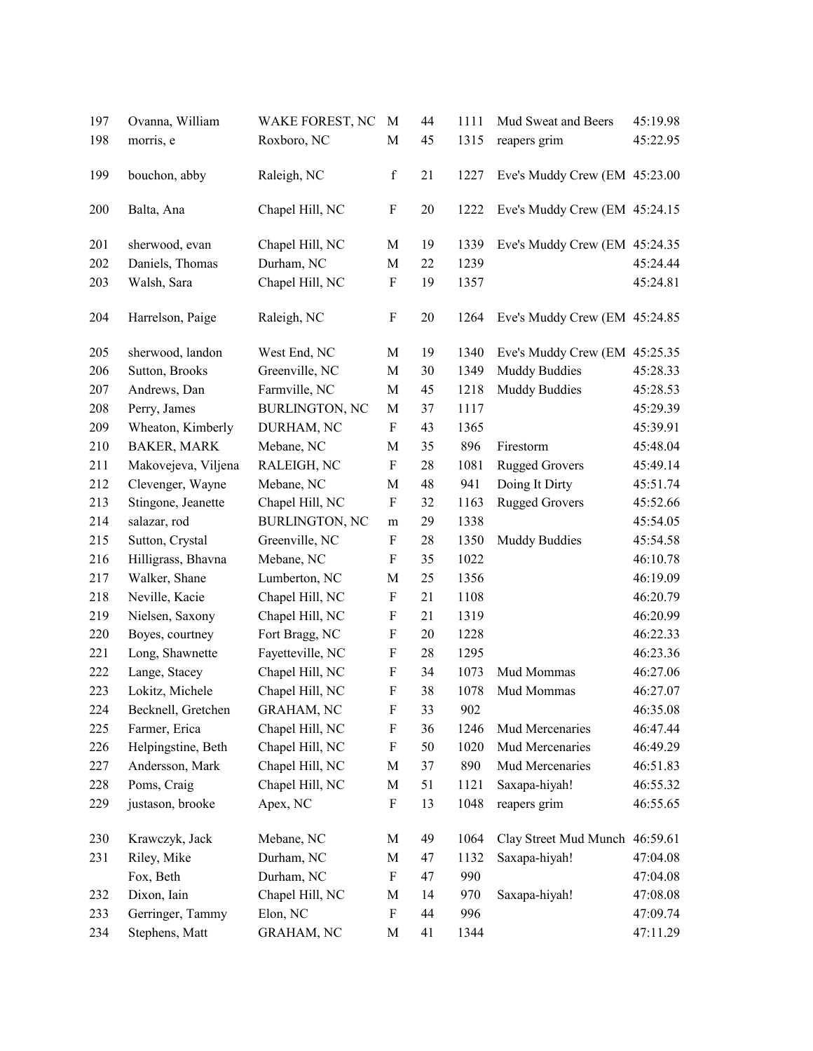| | | | | | | | |
|---|---|---|---|---|---|---|---|
| 197 | Ovanna, William | WAKE FOREST, NC | M | 44 | 1111 | Mud Sweat and Beers | 45:19.98 |
| 198 | morris, e | Roxboro, NC | M | 45 | 1315 | reapers grim | 45:22.95 |
| 199 | bouchon, abby | Raleigh, NC | f | 21 | 1227 | Eve's Muddy Crew (EM | 45:23.00 |
| 200 | Balta, Ana | Chapel Hill, NC | F | 20 | 1222 | Eve's Muddy Crew (EM | 45:24.15 |
| 201 | sherwood, evan | Chapel Hill, NC | M | 19 | 1339 | Eve's Muddy Crew (EM | 45:24.35 |
| 202 | Daniels, Thomas | Durham, NC | M | 22 | 1239 | | 45:24.44 |
| 203 | Walsh, Sara | Chapel Hill, NC | F | 19 | 1357 | | 45:24.81 |
| 204 | Harrelson, Paige | Raleigh, NC | F | 20 | 1264 | Eve's Muddy Crew (EM | 45:24.85 |
| 205 | sherwood, landon | West End, NC | M | 19 | 1340 | Eve's Muddy Crew (EM | 45:25.35 |
| 206 | Sutton, Brooks | Greenville, NC | M | 30 | 1349 | Muddy Buddies | 45:28.33 |
| 207 | Andrews, Dan | Farmville, NC | M | 45 | 1218 | Muddy Buddies | 45:28.53 |
| 208 | Perry, James | BURLINGTON, NC | M | 37 | 1117 | | 45:29.39 |
| 209 | Wheaton, Kimberly | DURHAM, NC | F | 43 | 1365 | | 45:39.91 |
| 210 | BAKER, MARK | Mebane, NC | M | 35 | 896 | Firestorm | 45:48.04 |
| 211 | Makovejeva, Viljena | RALEIGH, NC | F | 28 | 1081 | Rugged Grovers | 45:49.14 |
| 212 | Clevenger, Wayne | Mebane, NC | M | 48 | 941 | Doing It Dirty | 45:51.74 |
| 213 | Stingone, Jeanette | Chapel Hill, NC | F | 32 | 1163 | Rugged Grovers | 45:52.66 |
| 214 | salazar, rod | BURLINGTON, NC | m | 29 | 1338 | | 45:54.05 |
| 215 | Sutton, Crystal | Greenville, NC | F | 28 | 1350 | Muddy Buddies | 45:54.58 |
| 216 | Hilligrass, Bhavna | Mebane, NC | F | 35 | 1022 | | 46:10.78 |
| 217 | Walker, Shane | Lumberton, NC | M | 25 | 1356 | | 46:19.09 |
| 218 | Neville, Kacie | Chapel Hill, NC | F | 21 | 1108 | | 46:20.79 |
| 219 | Nielsen, Saxony | Chapel Hill, NC | F | 21 | 1319 | | 46:20.99 |
| 220 | Boyes, courtney | Fort Bragg, NC | F | 20 | 1228 | | 46:22.33 |
| 221 | Long, Shawnette | Fayetteville, NC | F | 28 | 1295 | | 46:23.36 |
| 222 | Lange, Stacey | Chapel Hill, NC | F | 34 | 1073 | Mud Mommas | 46:27.06 |
| 223 | Lokitz, Michele | Chapel Hill, NC | F | 38 | 1078 | Mud Mommas | 46:27.07 |
| 224 | Becknell, Gretchen | GRAHAM, NC | F | 33 | 902 | | 46:35.08 |
| 225 | Farmer, Erica | Chapel Hill, NC | F | 36 | 1246 | Mud Mercenaries | 46:47.44 |
| 226 | Helpingstine, Beth | Chapel Hill, NC | F | 50 | 1020 | Mud Mercenaries | 46:49.29 |
| 227 | Andersson, Mark | Chapel Hill, NC | M | 37 | 890 | Mud Mercenaries | 46:51.83 |
| 228 | Poms, Craig | Chapel Hill, NC | M | 51 | 1121 | Saxapa-hiyah! | 46:55.32 |
| 229 | justason, brooke | Apex, NC | F | 13 | 1048 | reapers grim | 46:55.65 |
| 230 | Krawczyk, Jack | Mebane, NC | M | 49 | 1064 | Clay Street Mud Munch | 46:59.61 |
| 231 | Riley, Mike | Durham, NC | M | 47 | 1132 | Saxapa-hiyah! | 47:04.08 |
| | Fox, Beth | Durham, NC | F | 47 | 990 | | 47:04.08 |
| 232 | Dixon, Iain | Chapel Hill, NC | M | 14 | 970 | Saxapa-hiyah! | 47:08.08 |
| 233 | Gerringer, Tammy | Elon, NC | F | 44 | 996 | | 47:09.74 |
| 234 | Stephens, Matt | GRAHAM, NC | M | 41 | 1344 | | 47:11.29 |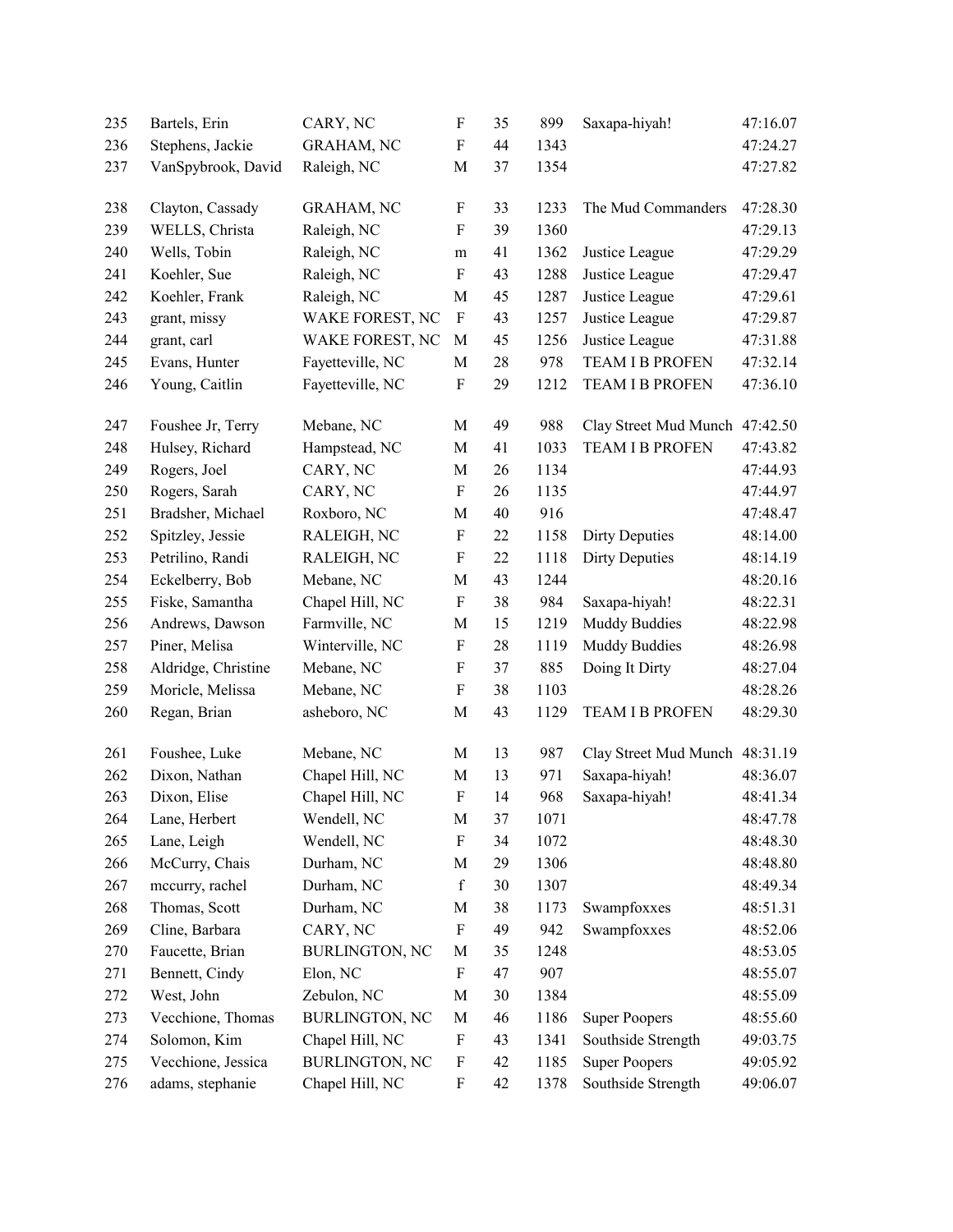| | | | | | | | |
|---|---|---|---|---|---|---|---|
| 235 | Bartels, Erin | CARY, NC | F | 35 | 899 | Saxapa-hiyah! | 47:16.07 |
| 236 | Stephens, Jackie | GRAHAM, NC | F | 44 | 1343 | | 47:24.27 |
| 237 | VanSpybrook, David | Raleigh, NC | M | 37 | 1354 | | 47:27.82 |
| 238 | Clayton, Cassady | GRAHAM, NC | F | 33 | 1233 | The Mud Commanders | 47:28.30 |
| 239 | WELLS, Christa | Raleigh, NC | F | 39 | 1360 | | 47:29.13 |
| 240 | Wells, Tobin | Raleigh, NC | m | 41 | 1362 | Justice League | 47:29.29 |
| 241 | Koehler, Sue | Raleigh, NC | F | 43 | 1288 | Justice League | 47:29.47 |
| 242 | Koehler, Frank | Raleigh, NC | M | 45 | 1287 | Justice League | 47:29.61 |
| 243 | grant, missy | WAKE FOREST, NC | F | 43 | 1257 | Justice League | 47:29.87 |
| 244 | grant, carl | WAKE FOREST, NC | M | 45 | 1256 | Justice League | 47:31.88 |
| 245 | Evans, Hunter | Fayetteville, NC | M | 28 | 978 | TEAM I B PROFEN | 47:32.14 |
| 246 | Young, Caitlin | Fayetteville, NC | F | 29 | 1212 | TEAM I B PROFEN | 47:36.10 |
| 247 | Foushee Jr, Terry | Mebane, NC | M | 49 | 988 | Clay Street Mud Munch | 47:42.50 |
| 248 | Hulsey, Richard | Hampstead, NC | M | 41 | 1033 | TEAM I B PROFEN | 47:43.82 |
| 249 | Rogers, Joel | CARY, NC | M | 26 | 1134 | | 47:44.93 |
| 250 | Rogers, Sarah | CARY, NC | F | 26 | 1135 | | 47:44.97 |
| 251 | Bradsher, Michael | Roxboro, NC | M | 40 | 916 | | 47:48.47 |
| 252 | Spitzley, Jessie | RALEIGH, NC | F | 22 | 1158 | Dirty Deputies | 48:14.00 |
| 253 | Petrilino, Randi | RALEIGH, NC | F | 22 | 1118 | Dirty Deputies | 48:14.19 |
| 254 | Eckelberry, Bob | Mebane, NC | M | 43 | 1244 | | 48:20.16 |
| 255 | Fiske, Samantha | Chapel Hill, NC | F | 38 | 984 | Saxapa-hiyah! | 48:22.31 |
| 256 | Andrews, Dawson | Farmville, NC | M | 15 | 1219 | Muddy Buddies | 48:22.98 |
| 257 | Piner, Melisa | Winterville, NC | F | 28 | 1119 | Muddy Buddies | 48:26.98 |
| 258 | Aldridge, Christine | Mebane, NC | F | 37 | 885 | Doing It Dirty | 48:27.04 |
| 259 | Moricle, Melissa | Mebane, NC | F | 38 | 1103 | | 48:28.26 |
| 260 | Regan, Brian | asheboro, NC | M | 43 | 1129 | TEAM I B PROFEN | 48:29.30 |
| 261 | Foushee, Luke | Mebane, NC | M | 13 | 987 | Clay Street Mud Munch | 48:31.19 |
| 262 | Dixon, Nathan | Chapel Hill, NC | M | 13 | 971 | Saxapa-hiyah! | 48:36.07 |
| 263 | Dixon, Elise | Chapel Hill, NC | F | 14 | 968 | Saxapa-hiyah! | 48:41.34 |
| 264 | Lane, Herbert | Wendell, NC | M | 37 | 1071 | | 48:47.78 |
| 265 | Lane, Leigh | Wendell, NC | F | 34 | 1072 | | 48:48.30 |
| 266 | McCurry, Chais | Durham, NC | M | 29 | 1306 | | 48:48.80 |
| 267 | mccurry, rachel | Durham, NC | f | 30 | 1307 | | 48:49.34 |
| 268 | Thomas, Scott | Durham, NC | M | 38 | 1173 | Swampfoxxes | 48:51.31 |
| 269 | Cline, Barbara | CARY, NC | F | 49 | 942 | Swampfoxxes | 48:52.06 |
| 270 | Faucette, Brian | BURLINGTON, NC | M | 35 | 1248 | | 48:53.05 |
| 271 | Bennett, Cindy | Elon, NC | F | 47 | 907 | | 48:55.07 |
| 272 | West, John | Zebulon, NC | M | 30 | 1384 | | 48:55.09 |
| 273 | Vecchione, Thomas | BURLINGTON, NC | M | 46 | 1186 | Super Poopers | 48:55.60 |
| 274 | Solomon, Kim | Chapel Hill, NC | F | 43 | 1341 | Southside Strength | 49:03.75 |
| 275 | Vecchione, Jessica | BURLINGTON, NC | F | 42 | 1185 | Super Poopers | 49:05.92 |
| 276 | adams, stephanie | Chapel Hill, NC | F | 42 | 1378 | Southside Strength | 49:06.07 |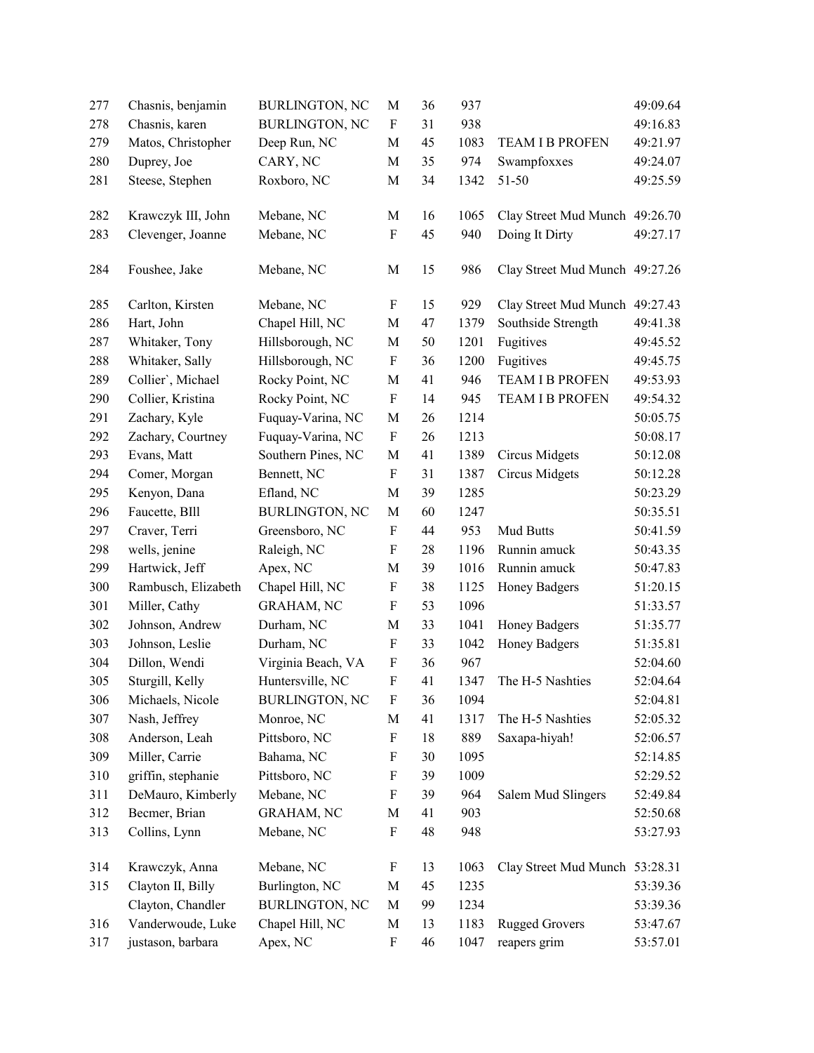| | | | | | | | |
|---|---|---|---|---|---|---|---|
| 277 | Chasnis, benjamin | BURLINGTON, NC | M | 36 | 937 | | 49:09.64 |
| 278 | Chasnis, karen | BURLINGTON, NC | F | 31 | 938 | | 49:16.83 |
| 279 | Matos, Christopher | Deep Run, NC | M | 45 | 1083 | TEAM I B PROFEN | 49:21.97 |
| 280 | Duprey, Joe | CARY, NC | M | 35 | 974 | Swampfoxxes | 49:24.07 |
| 281 | Steese, Stephen | Roxboro, NC | M | 34 | 1342 | 51-50 | 49:25.59 |
| 282 | Krawczyk III, John | Mebane, NC | M | 16 | 1065 | Clay Street Mud Munch | 49:26.70 |
| 283 | Clevenger, Joanne | Mebane, NC | F | 45 | 940 | Doing It Dirty | 49:27.17 |
| 284 | Foushee, Jake | Mebane, NC | M | 15 | 986 | Clay Street Mud Munch | 49:27.26 |
| 285 | Carlton, Kirsten | Mebane, NC | F | 15 | 929 | Clay Street Mud Munch | 49:27.43 |
| 286 | Hart, John | Chapel Hill, NC | M | 47 | 1379 | Southside Strength | 49:41.38 |
| 287 | Whitaker, Tony | Hillsborough, NC | M | 50 | 1201 | Fugitives | 49:45.52 |
| 288 | Whitaker, Sally | Hillsborough, NC | F | 36 | 1200 | Fugitives | 49:45.75 |
| 289 | Collier`, Michael | Rocky Point, NC | M | 41 | 946 | TEAM I B PROFEN | 49:53.93 |
| 290 | Collier, Kristina | Rocky Point, NC | F | 14 | 945 | TEAM I B PROFEN | 49:54.32 |
| 291 | Zachary, Kyle | Fuquay-Varina, NC | M | 26 | 1214 | | 50:05.75 |
| 292 | Zachary, Courtney | Fuquay-Varina, NC | F | 26 | 1213 | | 50:08.17 |
| 293 | Evans, Matt | Southern Pines, NC | M | 41 | 1389 | Circus Midgets | 50:12.08 |
| 294 | Comer, Morgan | Bennett, NC | F | 31 | 1387 | Circus Midgets | 50:12.28 |
| 295 | Kenyon, Dana | Efland, NC | M | 39 | 1285 | | 50:23.29 |
| 296 | Faucette, BIll | BURLINGTON, NC | M | 60 | 1247 | | 50:35.51 |
| 297 | Craver, Terri | Greensboro, NC | F | 44 | 953 | Mud Butts | 50:41.59 |
| 298 | wells, jenine | Raleigh, NC | F | 28 | 1196 | Runnin amuck | 50:43.35 |
| 299 | Hartwick, Jeff | Apex, NC | M | 39 | 1016 | Runnin amuck | 50:47.83 |
| 300 | Rambusch, Elizabeth | Chapel Hill, NC | F | 38 | 1125 | Honey Badgers | 51:20.15 |
| 301 | Miller, Cathy | GRAHAM, NC | F | 53 | 1096 | | 51:33.57 |
| 302 | Johnson, Andrew | Durham, NC | M | 33 | 1041 | Honey Badgers | 51:35.77 |
| 303 | Johnson, Leslie | Durham, NC | F | 33 | 1042 | Honey Badgers | 51:35.81 |
| 304 | Dillon, Wendi | Virginia Beach, VA | F | 36 | 967 | | 52:04.60 |
| 305 | Sturgill, Kelly | Huntersville, NC | F | 41 | 1347 | The H-5 Nashties | 52:04.64 |
| 306 | Michaels, Nicole | BURLINGTON, NC | F | 36 | 1094 | | 52:04.81 |
| 307 | Nash, Jeffrey | Monroe, NC | M | 41 | 1317 | The H-5 Nashties | 52:05.32 |
| 308 | Anderson, Leah | Pittsboro, NC | F | 18 | 889 | Saxapa-hiyah! | 52:06.57 |
| 309 | Miller, Carrie | Bahama, NC | F | 30 | 1095 | | 52:14.85 |
| 310 | griffin, stephanie | Pittsboro, NC | F | 39 | 1009 | | 52:29.52 |
| 311 | DeMauro, Kimberly | Mebane, NC | F | 39 | 964 | Salem Mud Slingers | 52:49.84 |
| 312 | Becmer, Brian | GRAHAM, NC | M | 41 | 903 | | 52:50.68 |
| 313 | Collins, Lynn | Mebane, NC | F | 48 | 948 | | 53:27.93 |
| 314 | Krawczyk, Anna | Mebane, NC | F | 13 | 1063 | Clay Street Mud Munch | 53:28.31 |
| 315 | Clayton II, Billy | Burlington, NC | M | 45 | 1235 | | 53:39.36 |
| | Clayton, Chandler | BURLINGTON, NC | M | 99 | 1234 | | 53:39.36 |
| 316 | Vanderwoude, Luke | Chapel Hill, NC | M | 13 | 1183 | Rugged Grovers | 53:47.67 |
| 317 | justason, barbara | Apex, NC | F | 46 | 1047 | reapers grim | 53:57.01 |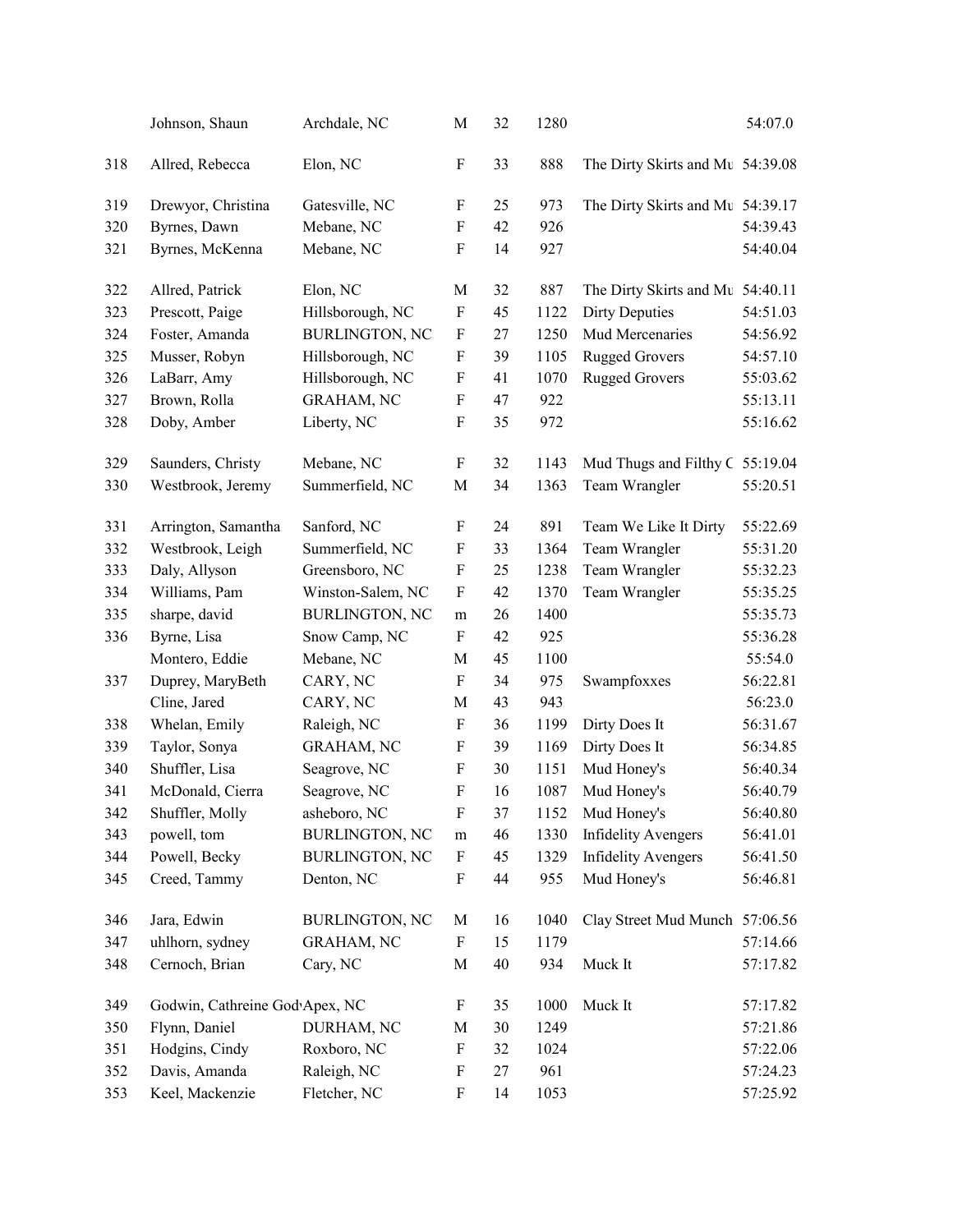| | | | | | | | |
|---|---|---|---|---|---|---|---|
| | Johnson, Shaun | Archdale, NC | M | 32 | 1280 | | 54:07.0 |
| 318 | Allred, Rebecca | Elon, NC | F | 33 | 888 | The Dirty Skirts and Mu | 54:39.08 |
| 319 | Drewyor, Christina | Gatesville, NC | F | 25 | 973 | The Dirty Skirts and Mu | 54:39.17 |
| 320 | Byrnes, Dawn | Mebane, NC | F | 42 | 926 | | 54:39.43 |
| 321 | Byrnes, McKenna | Mebane, NC | F | 14 | 927 | | 54:40.04 |
| 322 | Allred, Patrick | Elon, NC | M | 32 | 887 | The Dirty Skirts and Mu | 54:40.11 |
| 323 | Prescott, Paige | Hillsborough, NC | F | 45 | 1122 | Dirty Deputies | 54:51.03 |
| 324 | Foster, Amanda | BURLINGTON, NC | F | 27 | 1250 | Mud Mercenaries | 54:56.92 |
| 325 | Musser, Robyn | Hillsborough, NC | F | 39 | 1105 | Rugged Grovers | 54:57.10 |
| 326 | LaBarr, Amy | Hillsborough, NC | F | 41 | 1070 | Rugged Grovers | 55:03.62 |
| 327 | Brown, Rolla | GRAHAM, NC | F | 47 | 922 | | 55:13.11 |
| 328 | Doby, Amber | Liberty, NC | F | 35 | 972 | | 55:16.62 |
| 329 | Saunders, Christy | Mebane, NC | F | 32 | 1143 | Mud Thugs and Filthy C | 55:19.04 |
| 330 | Westbrook, Jeremy | Summerfield, NC | M | 34 | 1363 | Team Wrangler | 55:20.51 |
| 331 | Arrington, Samantha | Sanford, NC | F | 24 | 891 | Team We Like It Dirty | 55:22.69 |
| 332 | Westbrook, Leigh | Summerfield, NC | F | 33 | 1364 | Team Wrangler | 55:31.20 |
| 333 | Daly, Allyson | Greensboro, NC | F | 25 | 1238 | Team Wrangler | 55:32.23 |
| 334 | Williams, Pam | Winston-Salem, NC | F | 42 | 1370 | Team Wrangler | 55:35.25 |
| 335 | sharpe, david | BURLINGTON, NC | m | 26 | 1400 | | 55:35.73 |
| 336 | Byrne, Lisa | Snow Camp, NC | F | 42 | 925 | | 55:36.28 |
| | Montero, Eddie | Mebane, NC | M | 45 | 1100 | | 55:54.0 |
| 337 | Duprey, MaryBeth | CARY, NC | F | 34 | 975 | Swampfoxxes | 56:22.81 |
| | Cline, Jared | CARY, NC | M | 43 | 943 | | 56:23.0 |
| 338 | Whelan, Emily | Raleigh, NC | F | 36 | 1199 | Dirty Does It | 56:31.67 |
| 339 | Taylor, Sonya | GRAHAM, NC | F | 39 | 1169 | Dirty Does It | 56:34.85 |
| 340 | Shuffler, Lisa | Seagrove, NC | F | 30 | 1151 | Mud Honey's | 56:40.34 |
| 341 | McDonald, Cierra | Seagrove, NC | F | 16 | 1087 | Mud Honey's | 56:40.79 |
| 342 | Shuffler, Molly | asheboro, NC | F | 37 | 1152 | Mud Honey's | 56:40.80 |
| 343 | powell, tom | BURLINGTON, NC | m | 46 | 1330 | Infidelity Avengers | 56:41.01 |
| 344 | Powell, Becky | BURLINGTON, NC | F | 45 | 1329 | Infidelity Avengers | 56:41.50 |
| 345 | Creed, Tammy | Denton, NC | F | 44 | 955 | Mud Honey's | 56:46.81 |
| 346 | Jara, Edwin | BURLINGTON, NC | M | 16 | 1040 | Clay Street Mud Munch | 57:06.56 |
| 347 | uhlhorn, sydney | GRAHAM, NC | F | 15 | 1179 | | 57:14.66 |
| 348 | Cernoch, Brian | Cary, NC | M | 40 | 934 | Muck It | 57:17.82 |
| 349 | Godwin, Cathreine God | Apex, NC | F | 35 | 1000 | Muck It | 57:17.82 |
| 350 | Flynn, Daniel | DURHAM, NC | M | 30 | 1249 | | 57:21.86 |
| 351 | Hodgins, Cindy | Roxboro, NC | F | 32 | 1024 | | 57:22.06 |
| 352 | Davis, Amanda | Raleigh, NC | F | 27 | 961 | | 57:24.23 |
| 353 | Keel, Mackenzie | Fletcher, NC | F | 14 | 1053 | | 57:25.92 |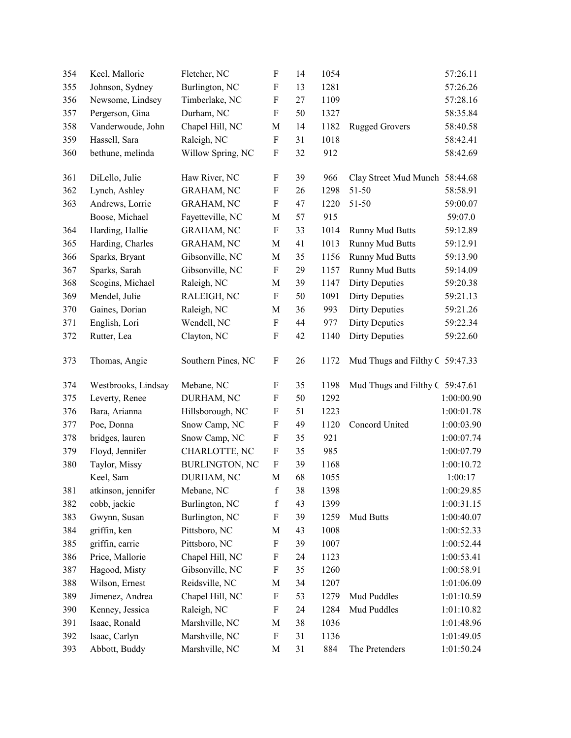| | | | | | | | |
|---|---|---|---|---|---|---|---|
| 354 | Keel, Mallorie | Fletcher, NC | F | 14 | 1054 | | 57:26.11 |
| 355 | Johnson, Sydney | Burlington, NC | F | 13 | 1281 | | 57:26.26 |
| 356 | Newsome, Lindsey | Timberlake, NC | F | 27 | 1109 | | 57:28.16 |
| 357 | Pergerson, Gina | Durham, NC | F | 50 | 1327 | | 58:35.84 |
| 358 | Vanderwoude, John | Chapel Hill, NC | M | 14 | 1182 | Rugged Grovers | 58:40.58 |
| 359 | Hassell, Sara | Raleigh, NC | F | 31 | 1018 | | 58:42.41 |
| 360 | bethune, melinda | Willow Spring, NC | F | 32 | 912 | | 58:42.69 |
| 361 | DiLello, Julie | Haw River, NC | F | 39 | 966 | Clay Street Mud Munch | 58:44.68 |
| 362 | Lynch, Ashley | GRAHAM, NC | F | 26 | 1298 | 51-50 | 58:58.91 |
| 363 | Andrews, Lorrie | GRAHAM, NC | F | 47 | 1220 | 51-50 | 59:00.07 |
| | Boose, Michael | Fayetteville, NC | M | 57 | 915 | | 59:07.0 |
| 364 | Harding, Hallie | GRAHAM, NC | F | 33 | 1014 | Runny Mud Butts | 59:12.89 |
| 365 | Harding, Charles | GRAHAM, NC | M | 41 | 1013 | Runny Mud Butts | 59:12.91 |
| 366 | Sparks, Bryant | Gibsonville, NC | M | 35 | 1156 | Runny Mud Butts | 59:13.90 |
| 367 | Sparks, Sarah | Gibsonville, NC | F | 29 | 1157 | Runny Mud Butts | 59:14.09 |
| 368 | Scogins, Michael | Raleigh, NC | M | 39 | 1147 | Dirty Deputies | 59:20.38 |
| 369 | Mendel, Julie | RALEIGH, NC | F | 50 | 1091 | Dirty Deputies | 59:21.13 |
| 370 | Gaines, Dorian | Raleigh, NC | M | 36 | 993 | Dirty Deputies | 59:21.26 |
| 371 | English, Lori | Wendell, NC | F | 44 | 977 | Dirty Deputies | 59:22.34 |
| 372 | Rutter, Lea | Clayton, NC | F | 42 | 1140 | Dirty Deputies | 59:22.60 |
| 373 | Thomas, Angie | Southern Pines, NC | F | 26 | 1172 | Mud Thugs and Filthy C | 59:47.33 |
| 374 | Westbrooks, Lindsay | Mebane, NC | F | 35 | 1198 | Mud Thugs and Filthy C | 59:47.61 |
| 375 | Leverty, Renee | DURHAM, NC | F | 50 | 1292 | | 1:00:00.90 |
| 376 | Bara, Arianna | Hillsborough, NC | F | 51 | 1223 | | 1:00:01.78 |
| 377 | Poe, Donna | Snow Camp, NC | F | 49 | 1120 | Concord United | 1:00:03.90 |
| 378 | bridges, lauren | Snow Camp, NC | F | 35 | 921 | | 1:00:07.74 |
| 379 | Floyd, Jennifer | CHARLOTTE, NC | F | 35 | 985 | | 1:00:07.79 |
| 380 | Taylor, Missy | BURLINGTON, NC | F | 39 | 1168 | | 1:00:10.72 |
| | Keel, Sam | DURHAM, NC | M | 68 | 1055 | | 1:00:17 |
| 381 | atkinson, jennifer | Mebane, NC | f | 38 | 1398 | | 1:00:29.85 |
| 382 | cobb, jackie | Burlington, NC | f | 43 | 1399 | | 1:00:31.15 |
| 383 | Gwynn, Susan | Burlington, NC | F | 39 | 1259 | Mud Butts | 1:00:40.07 |
| 384 | griffin, ken | Pittsboro, NC | M | 43 | 1008 | | 1:00:52.33 |
| 385 | griffin, carrie | Pittsboro, NC | F | 39 | 1007 | | 1:00:52.44 |
| 386 | Price, Mallorie | Chapel Hill, NC | F | 24 | 1123 | | 1:00:53.41 |
| 387 | Hagood, Misty | Gibsonville, NC | F | 35 | 1260 | | 1:00:58.91 |
| 388 | Wilson, Ernest | Reidsville, NC | M | 34 | 1207 | | 1:01:06.09 |
| 389 | Jimenez, Andrea | Chapel Hill, NC | F | 53 | 1279 | Mud Puddles | 1:01:10.59 |
| 390 | Kenney, Jessica | Raleigh, NC | F | 24 | 1284 | Mud Puddles | 1:01:10.82 |
| 391 | Isaac, Ronald | Marshville, NC | M | 38 | 1036 | | 1:01:48.96 |
| 392 | Isaac, Carlyn | Marshville, NC | F | 31 | 1136 | | 1:01:49.05 |
| 393 | Abbott, Buddy | Marshville, NC | M | 31 | 884 | The Pretenders | 1:01:50.24 |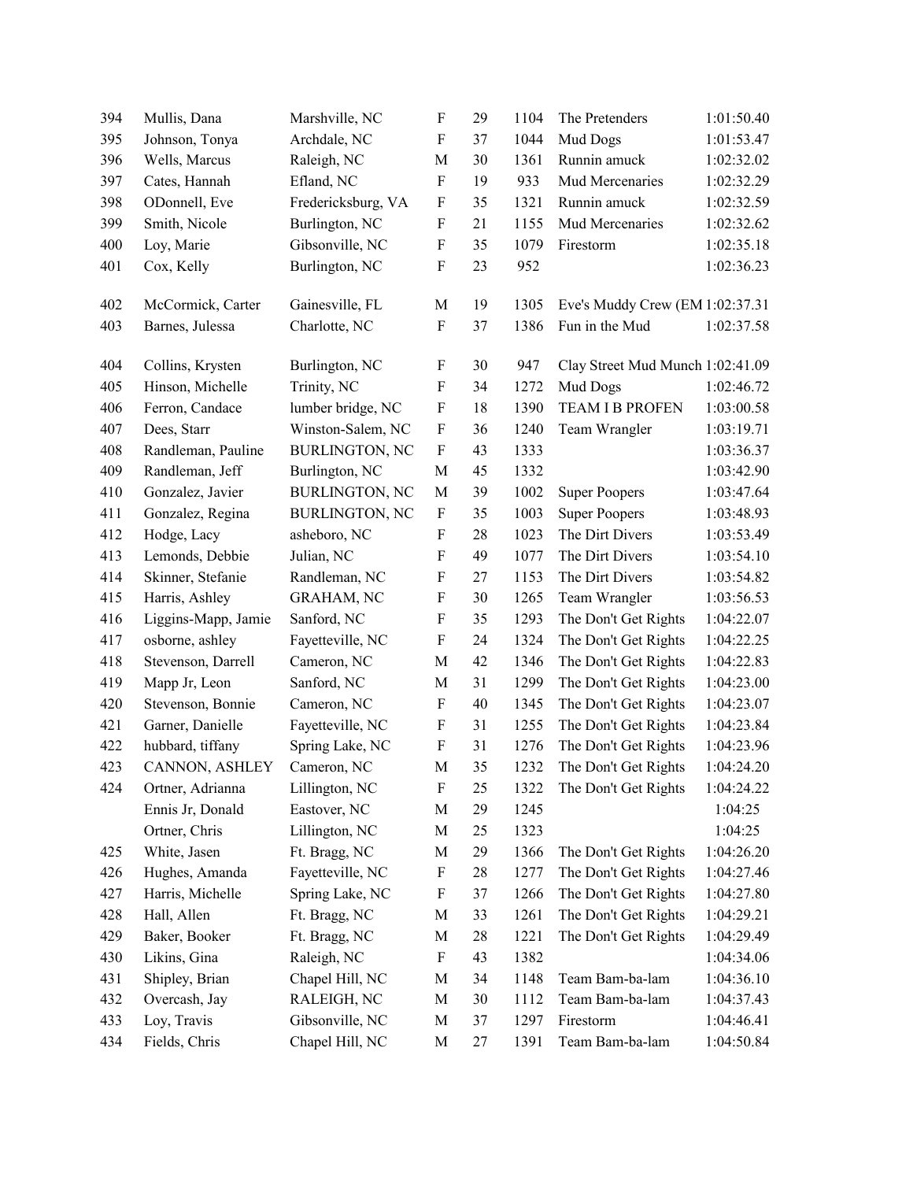| | | | | | | | |
|---|---|---|---|---|---|---|---|
| 394 | Mullis, Dana | Marshville, NC | F | 29 | 1104 | The Pretenders | 1:01:50.40 |
| 395 | Johnson, Tonya | Archdale, NC | F | 37 | 1044 | Mud Dogs | 1:01:53.47 |
| 396 | Wells, Marcus | Raleigh, NC | M | 30 | 1361 | Runnin amuck | 1:02:32.02 |
| 397 | Cates, Hannah | Efland, NC | F | 19 | 933 | Mud Mercenaries | 1:02:32.29 |
| 398 | ODonnell, Eve | Fredericksburg, VA | F | 35 | 1321 | Runnin amuck | 1:02:32.59 |
| 399 | Smith, Nicole | Burlington, NC | F | 21 | 1155 | Mud Mercenaries | 1:02:32.62 |
| 400 | Loy, Marie | Gibsonville, NC | F | 35 | 1079 | Firestorm | 1:02:35.18 |
| 401 | Cox, Kelly | Burlington, NC | F | 23 | 952 | | 1:02:36.23 |
| 402 | McCormick, Carter | Gainesville, FL | M | 19 | 1305 | Eve's Muddy Crew (EM | 1:02:37.31 |
| 403 | Barnes, Julessa | Charlotte, NC | F | 37 | 1386 | Fun in the Mud | 1:02:37.58 |
| 404 | Collins, Krysten | Burlington, NC | F | 30 | 947 | Clay Street Mud Munch | 1:02:41.09 |
| 405 | Hinson, Michelle | Trinity, NC | F | 34 | 1272 | Mud Dogs | 1:02:46.72 |
| 406 | Ferron, Candace | lumber bridge, NC | F | 18 | 1390 | TEAM I B PROFEN | 1:03:00.58 |
| 407 | Dees, Starr | Winston-Salem, NC | F | 36 | 1240 | Team Wrangler | 1:03:19.71 |
| 408 | Randleman, Pauline | BURLINGTON, NC | F | 43 | 1333 | | 1:03:36.37 |
| 409 | Randleman, Jeff | Burlington, NC | M | 45 | 1332 | | 1:03:42.90 |
| 410 | Gonzalez, Javier | BURLINGTON, NC | M | 39 | 1002 | Super Poopers | 1:03:47.64 |
| 411 | Gonzalez, Regina | BURLINGTON, NC | F | 35 | 1003 | Super Poopers | 1:03:48.93 |
| 412 | Hodge, Lacy | asheboro, NC | F | 28 | 1023 | The Dirt Divers | 1:03:53.49 |
| 413 | Lemonds, Debbie | Julian, NC | F | 49 | 1077 | The Dirt Divers | 1:03:54.10 |
| 414 | Skinner, Stefanie | Randleman, NC | F | 27 | 1153 | The Dirt Divers | 1:03:54.82 |
| 415 | Harris, Ashley | GRAHAM, NC | F | 30 | 1265 | Team Wrangler | 1:03:56.53 |
| 416 | Liggins-Mapp, Jamie | Sanford, NC | F | 35 | 1293 | The Don't Get Rights | 1:04:22.07 |
| 417 | osborne, ashley | Fayetteville, NC | F | 24 | 1324 | The Don't Get Rights | 1:04:22.25 |
| 418 | Stevenson, Darrell | Cameron, NC | M | 42 | 1346 | The Don't Get Rights | 1:04:22.83 |
| 419 | Mapp Jr, Leon | Sanford, NC | M | 31 | 1299 | The Don't Get Rights | 1:04:23.00 |
| 420 | Stevenson, Bonnie | Cameron, NC | F | 40 | 1345 | The Don't Get Rights | 1:04:23.07 |
| 421 | Garner, Danielle | Fayetteville, NC | F | 31 | 1255 | The Don't Get Rights | 1:04:23.84 |
| 422 | hubbard, tiffany | Spring Lake, NC | F | 31 | 1276 | The Don't Get Rights | 1:04:23.96 |
| 423 | CANNON, ASHLEY | Cameron, NC | M | 35 | 1232 | The Don't Get Rights | 1:04:24.20 |
| 424 | Ortner, Adrianna | Lillington, NC | F | 25 | 1322 | The Don't Get Rights | 1:04:24.22 |
| | Ennis Jr, Donald | Eastover, NC | M | 29 | 1245 | | 1:04:25 |
| | Ortner, Chris | Lillington, NC | M | 25 | 1323 | | 1:04:25 |
| 425 | White, Jasen | Ft. Bragg, NC | M | 29 | 1366 | The Don't Get Rights | 1:04:26.20 |
| 426 | Hughes, Amanda | Fayetteville, NC | F | 28 | 1277 | The Don't Get Rights | 1:04:27.46 |
| 427 | Harris, Michelle | Spring Lake, NC | F | 37 | 1266 | The Don't Get Rights | 1:04:27.80 |
| 428 | Hall, Allen | Ft. Bragg, NC | M | 33 | 1261 | The Don't Get Rights | 1:04:29.21 |
| 429 | Baker, Booker | Ft. Bragg, NC | M | 28 | 1221 | The Don't Get Rights | 1:04:29.49 |
| 430 | Likins, Gina | Raleigh, NC | F | 43 | 1382 | | 1:04:34.06 |
| 431 | Shipley, Brian | Chapel Hill, NC | M | 34 | 1148 | Team Bam-ba-lam | 1:04:36.10 |
| 432 | Overcash, Jay | RALEIGH, NC | M | 30 | 1112 | Team Bam-ba-lam | 1:04:37.43 |
| 433 | Loy, Travis | Gibsonville, NC | M | 37 | 1297 | Firestorm | 1:04:46.41 |
| 434 | Fields, Chris | Chapel Hill, NC | M | 27 | 1391 | Team Bam-ba-lam | 1:04:50.84 |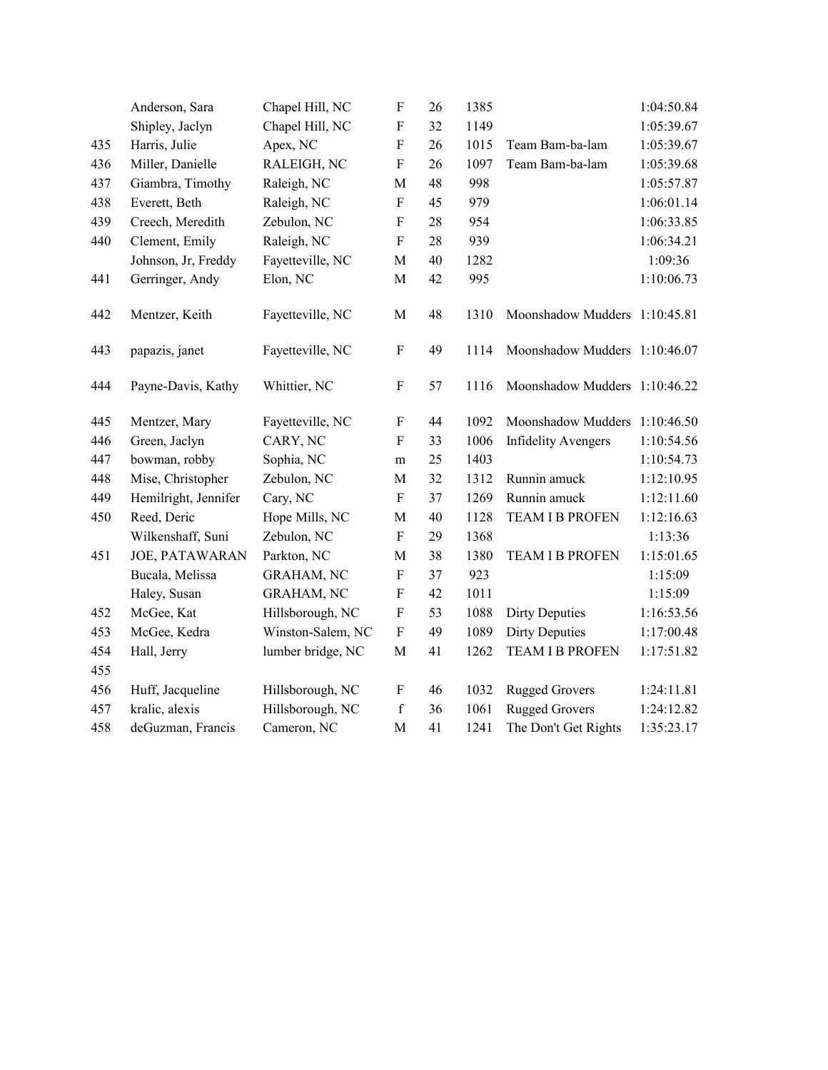| | | | | | | | |
|---|---|---|---|---|---|---|---|
| | Anderson, Sara | Chapel Hill, NC | F | 26 | 1385 | | 1:04:50.84 |
| | Shipley, Jaclyn | Chapel Hill, NC | F | 32 | 1149 | | 1:05:39.67 |
| 435 | Harris, Julie | Apex, NC | F | 26 | 1015 | Team Bam-ba-lam | 1:05:39.67 |
| 436 | Miller, Danielle | RALEIGH, NC | F | 26 | 1097 | Team Bam-ba-lam | 1:05:39.68 |
| 437 | Giambra, Timothy | Raleigh, NC | M | 48 | 998 | | 1:05:57.87 |
| 438 | Everett, Beth | Raleigh, NC | F | 45 | 979 | | 1:06:01.14 |
| 439 | Creech, Meredith | Zebulon, NC | F | 28 | 954 | | 1:06:33.85 |
| 440 | Clement, Emily | Raleigh, NC | F | 28 | 939 | | 1:06:34.21 |
| | Johnson, Jr, Freddy | Fayetteville, NC | M | 40 | 1282 | | 1:09:36 |
| 441 | Gerringer, Andy | Elon, NC | M | 42 | 995 | | 1:10:06.73 |
| 442 | Mentzer, Keith | Fayetteville, NC | M | 48 | 1310 | Moonshadow Mudders | 1:10:45.81 |
| 443 | papazis, janet | Fayetteville, NC | F | 49 | 1114 | Moonshadow Mudders | 1:10:46.07 |
| 444 | Payne-Davis, Kathy | Whittier, NC | F | 57 | 1116 | Moonshadow Mudders | 1:10:46.22 |
| 445 | Mentzer, Mary | Fayetteville, NC | F | 44 | 1092 | Moonshadow Mudders | 1:10:46.50 |
| 446 | Green, Jaclyn | CARY, NC | F | 33 | 1006 | Infidelity Avengers | 1:10:54.56 |
| 447 | bowman, robby | Sophia, NC | m | 25 | 1403 | | 1:10:54.73 |
| 448 | Mise, Christopher | Zebulon, NC | M | 32 | 1312 | Runnin amuck | 1:12:10.95 |
| 449 | Hemilright, Jennifer | Cary, NC | F | 37 | 1269 | Runnin amuck | 1:12:11.60 |
| 450 | Reed, Deric | Hope Mills, NC | M | 40 | 1128 | TEAM I B PROFEN | 1:12:16.63 |
| | Wilkenshaff, Suni | Zebulon, NC | F | 29 | 1368 | | 1:13:36 |
| 451 | JOE, PATAWARAN | Parkton, NC | M | 38 | 1380 | TEAM I B PROFEN | 1:15:01.65 |
| | Bucala, Melissa | GRAHAM, NC | F | 37 | 923 | | 1:15:09 |
| | Haley, Susan | GRAHAM, NC | F | 42 | 1011 | | 1:15:09 |
| 452 | McGee, Kat | Hillsborough, NC | F | 53 | 1088 | Dirty Deputies | 1:16:53.56 |
| 453 | McGee, Kedra | Winston-Salem, NC | F | 49 | 1089 | Dirty Deputies | 1:17:00.48 |
| 454 | Hall, Jerry | lumber bridge, NC | M | 41 | 1262 | TEAM I B PROFEN | 1:17:51.82 |
| 455 | | | | | | | |
| 456 | Huff, Jacqueline | Hillsborough, NC | F | 46 | 1032 | Rugged Grovers | 1:24:11.81 |
| 457 | kralic, alexis | Hillsborough, NC | f | 36 | 1061 | Rugged Grovers | 1:24:12.82 |
| 458 | deGuzman, Francis | Cameron, NC | M | 41 | 1241 | The Don't Get Rights | 1:35:23.17 |